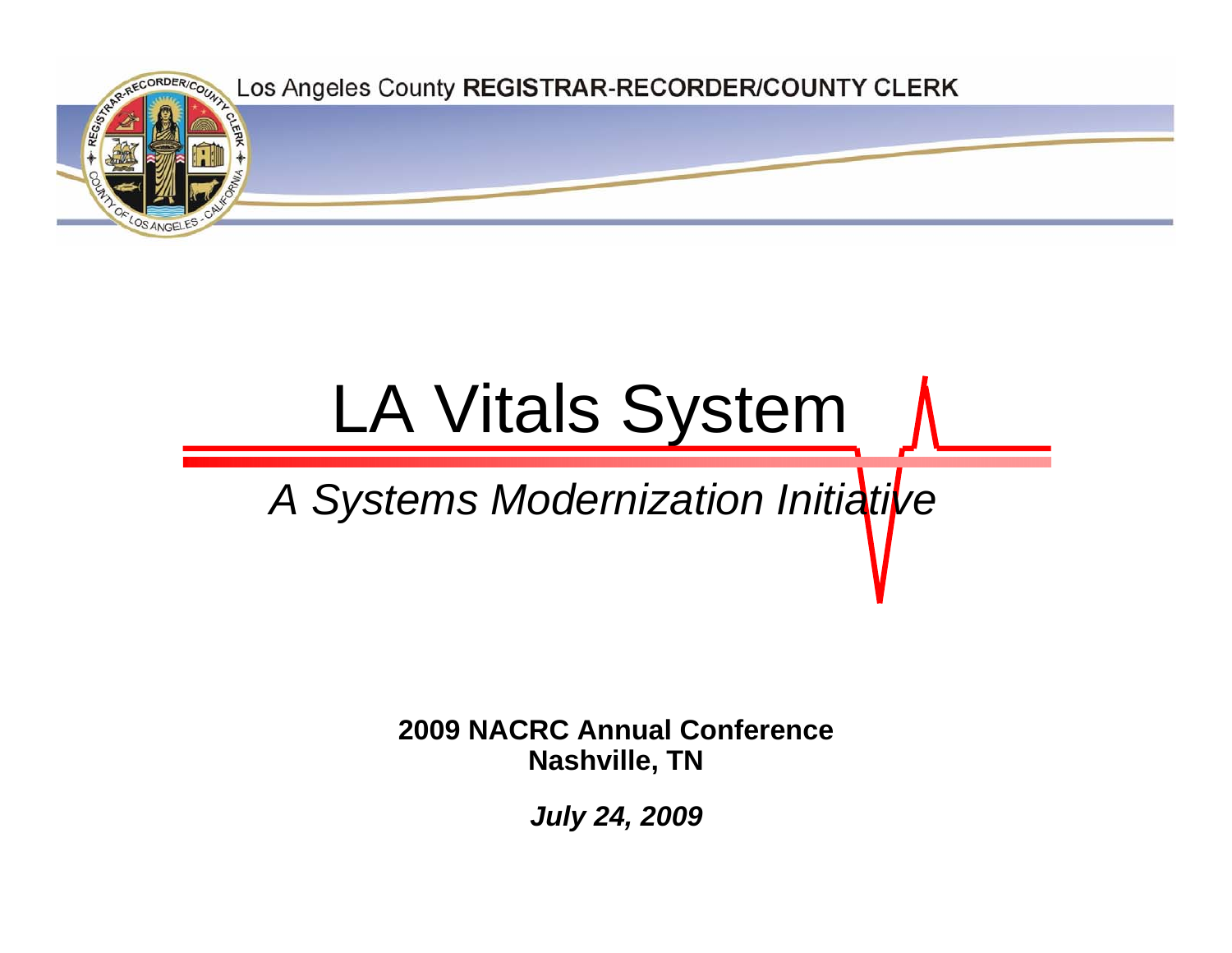Los Angeles County **REGISTRAR-RECORDER/COUNTY CLERK**

# LA Vitals System

## *A Systems Modernization Initiative*

**2009 NACRC Annual Conference**
**Nashville, TN**

***July 24, 2009***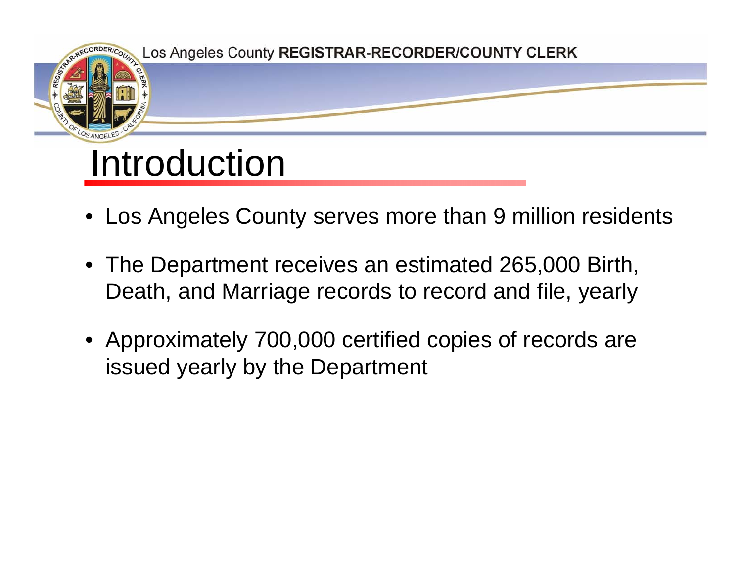# Introduction

- Los Angeles County serves more than 9 million residents
- The Department receives an estimated 265,000 Birth, Death, and Marriage records to record and file, yearly
- Approximately 700,000 certified copies of records are issued yearly by the Department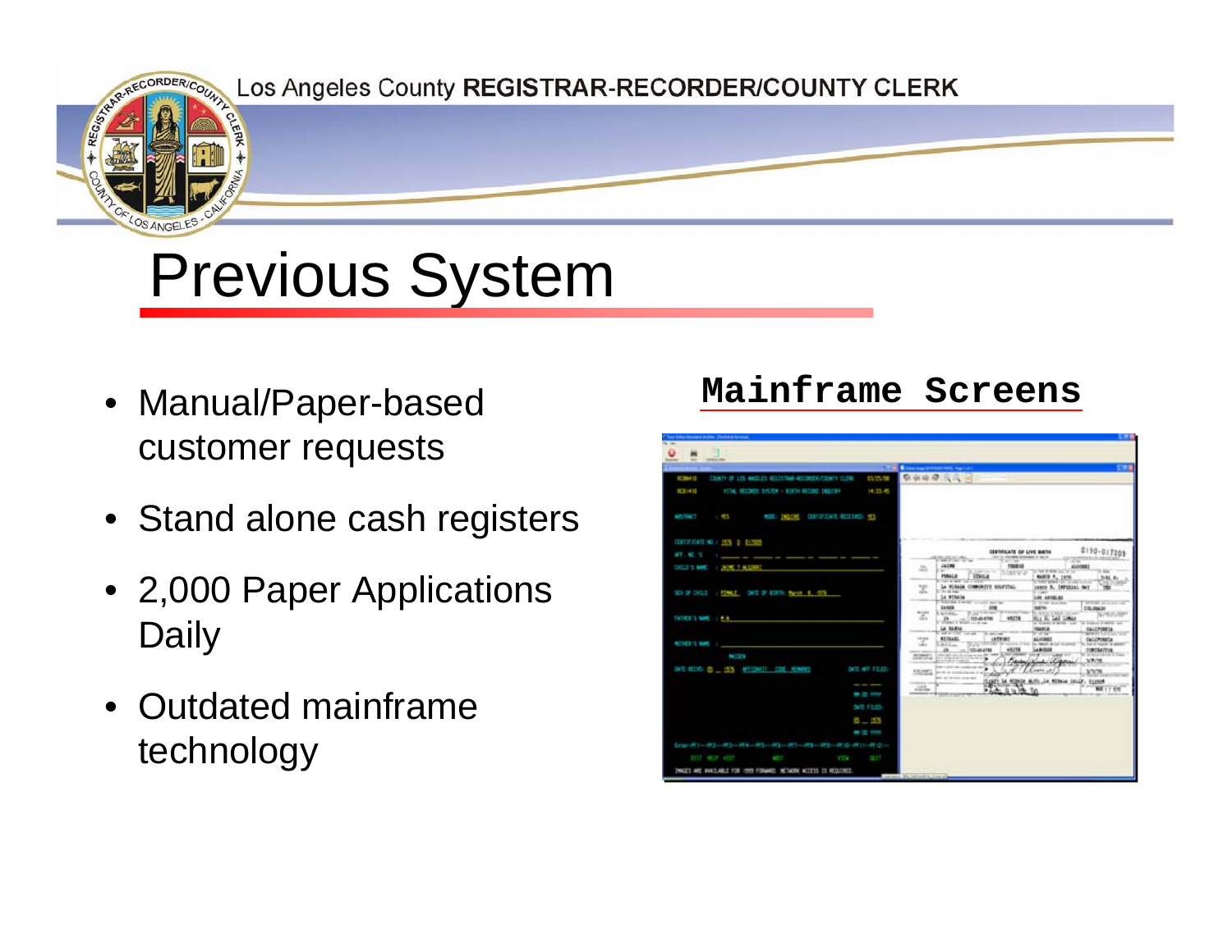# Previous System

- Manual/Paper-based customer requests
- Stand alone cash registers
- 2,000 Paper Applications Daily
- Outdated mainframe technology

**Mainframe Screens**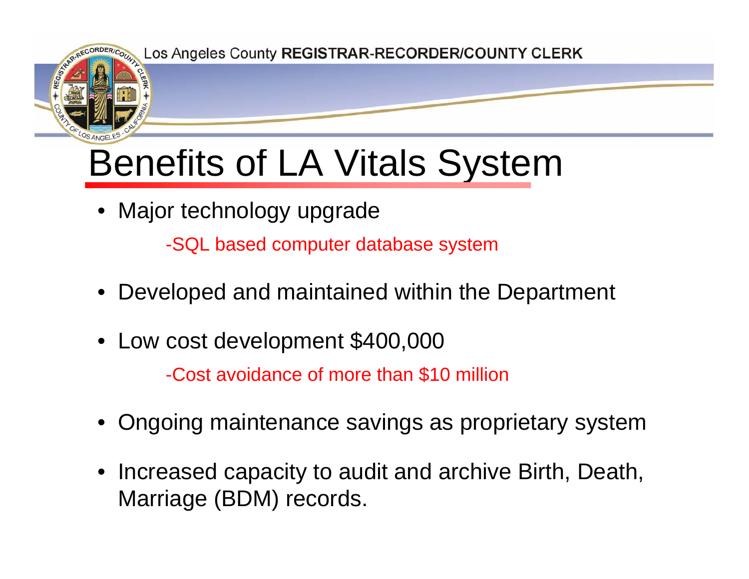# Benefits of LA Vitals System

- Major technology upgrade
  - -SQL based computer database system
- Developed and maintained within the Department
- Low cost development $400,000
  - -Cost avoidance of more than $10 million
- Ongoing maintenance savings as proprietary system
- Increased capacity to audit and archive Birth, Death, Marriage (BDM) records.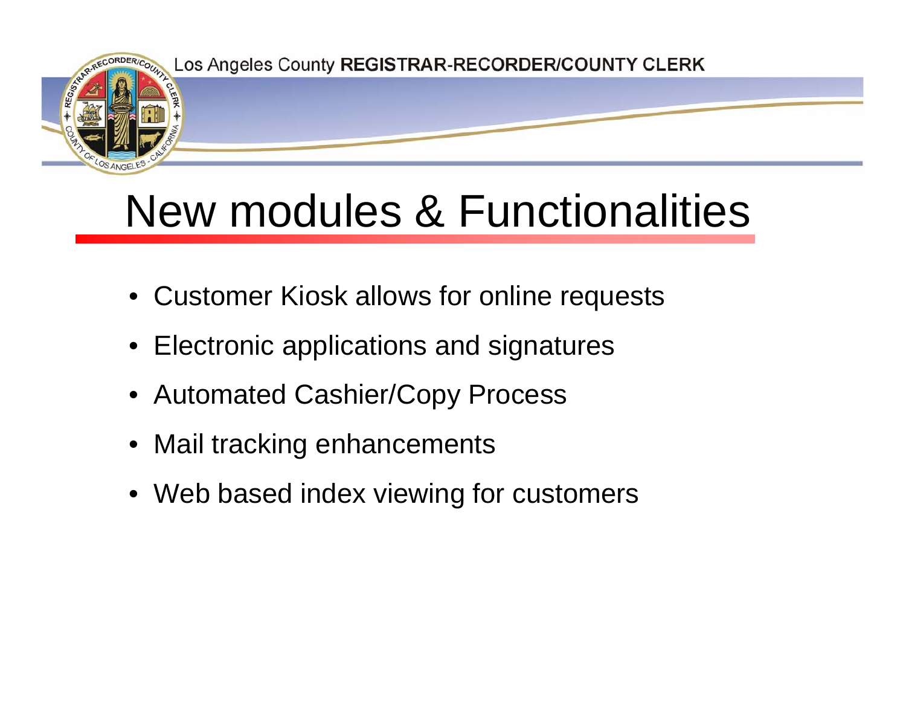# New modules & Functionalities

- Customer Kiosk allows for online requests
- Electronic applications and signatures
- Automated Cashier/Copy Process
- Mail tracking enhancements
- Web based index viewing for customers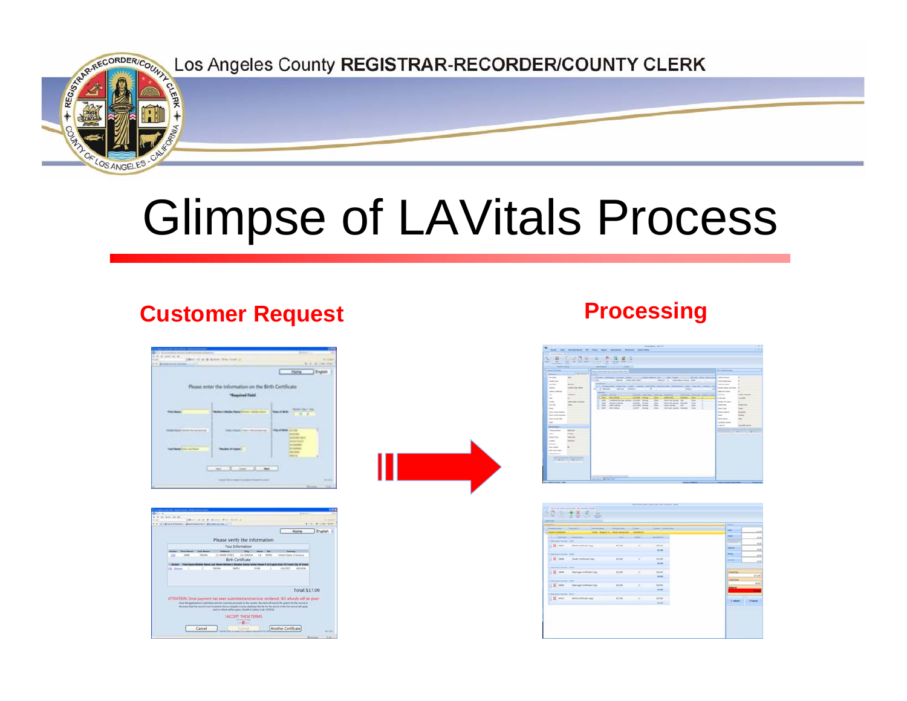Los Angeles County **REGISTRAR-RECORDER/COUNTY CLERK**

# Glimpse of LAVitals Process

## Customer Request

## Processing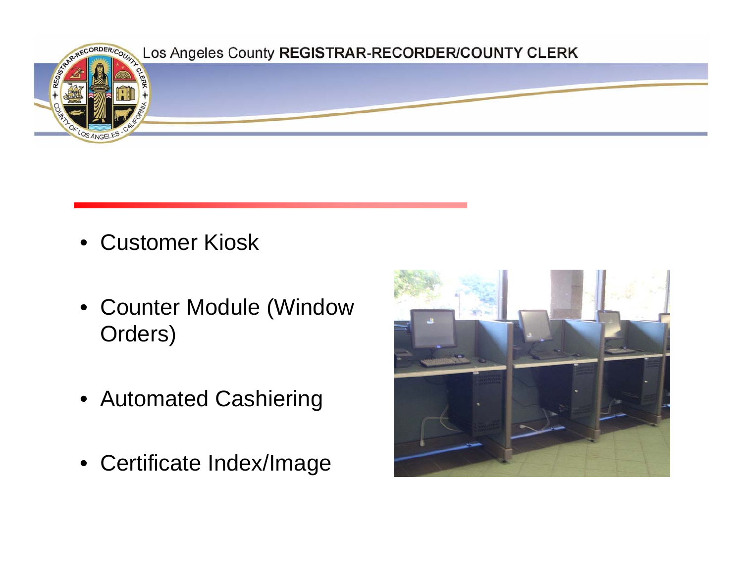- Customer Kiosk
- Counter Module (Window Orders)
- Automated Cashiering
- Certificate Index/Image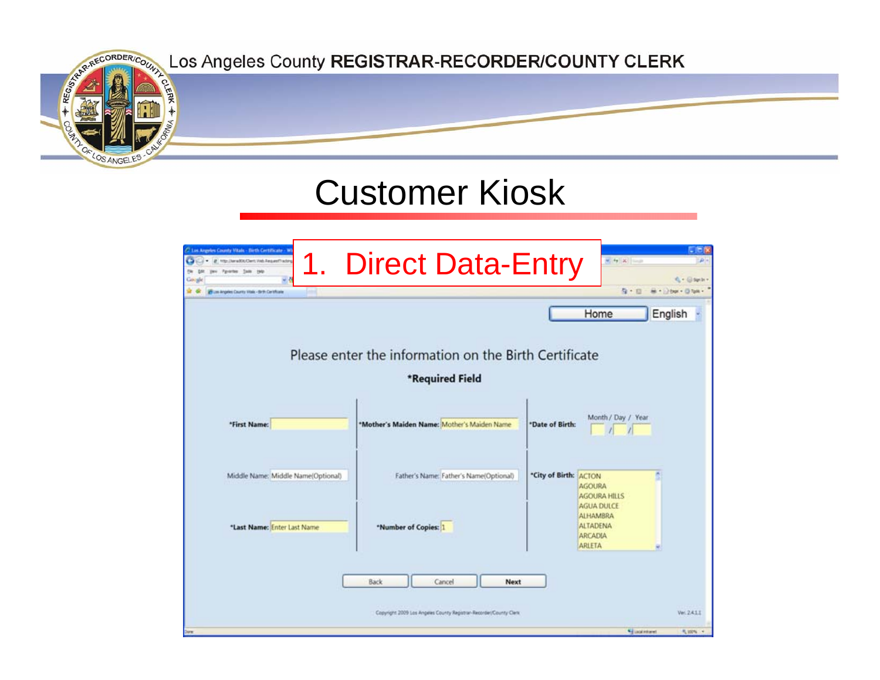Los Angeles County **REGISTRAR-RECORDER/COUNTY CLERK**

# Customer Kiosk

## 1. Direct Data-Entry

Home | English

Please enter the information on the Birth Certificate

**\*Required Field**

| | | | | | |
|---|---|---|---|---|---|
| **\*First Name:** | | **\*Mother's Maiden Name:** | Mother's Maiden Name | **\*Date of Birth:** | Month / Day / Year |
| Middle Name: | Middle Name(Optional) | Father's Name: | Father's Name(Optional) | **\*City of Birth:** | ACTON, AGOURA, AGOURA HILLS, AGUA DULCE, ALHAMBRA, ALTADENA, ARCADIA, ARLETA |
| **\*Last Name:** | Enter Last Name | **\*Number of Copies:** | 1 | | |

Back | Cancel | **Next**

Copyright 2009 Los Angeles County Registrar-Recorder/County Clerk

Ver. 2.4.1.1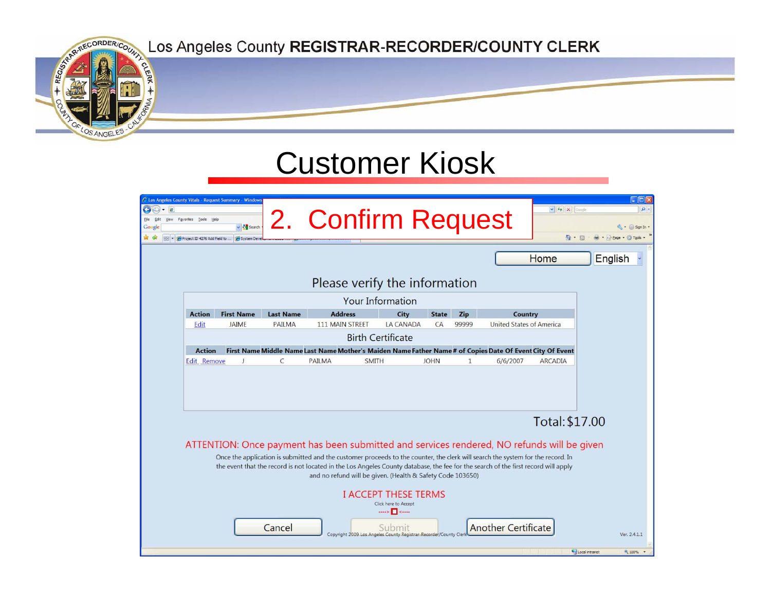Los Angeles County **REGISTRAR-RECORDER/COUNTY CLERK**

# Customer Kiosk

## 2. Confirm Request

Home | English

### Please verify the information

**Your Information**

| Action | First Name | Last Name | Address | City | State | Zip | Country |
|---|---|---|---|---|---|---|---|
| Edit | JAIME | PAILMA | 111 MAIN STREET | LA CANADA | CA | 99999 | United States of America |

**Birth Certificate**

| Action | First Name | Middle Name | Last Name | Mother's Maiden Name | Father Name | # of Copies | Date Of Event | City Of Event |
|---|---|---|---|---|---|---|---|---|
| Edit Remove | J | C | PAILMA | SMITH | JOHN | 1 | 6/6/2007 | ARCADIA |

Total: $17.00

ATTENTION: Once payment has been submitted and services rendered, NO refunds will be given

Once the application is submitted and the customer proceeds to the counter, the clerk will search the system for the record. In the event that the record is not located in the Los Angeles County database, the fee for the search of the first record will apply and no refund will be given. (Health & Safety Code 103650)

I ACCEPT THESE TERMS

Click here to Accept

----> ☐ <----

Cancel | Submit | Another Certificate

Copyright 2009 Los Angeles County Registrar-Recorder/County Clerk

Ver. 2.4.1.1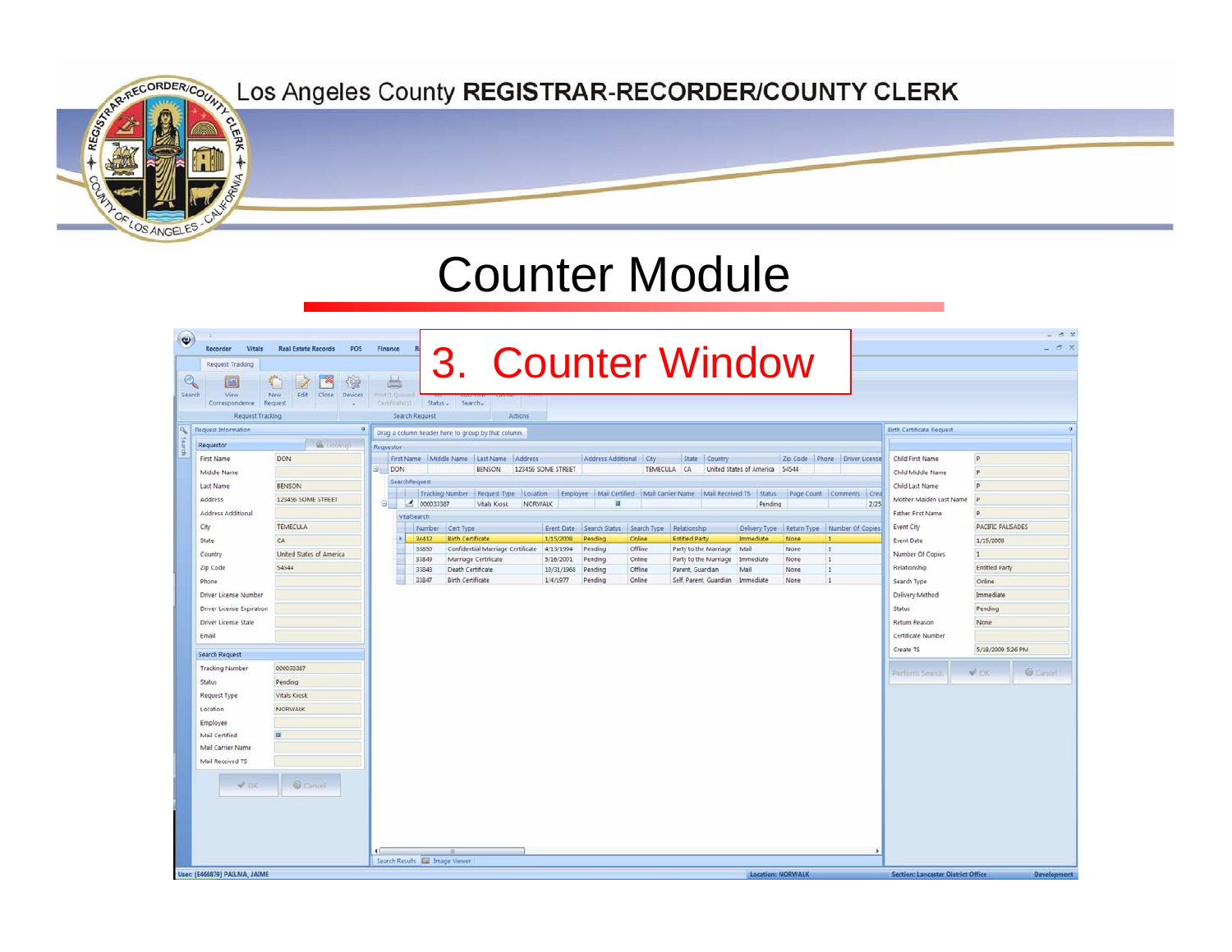Los Angeles County **REGISTRAR-RECORDER/COUNTY CLERK**

# Counter Module

## 3. Counter Window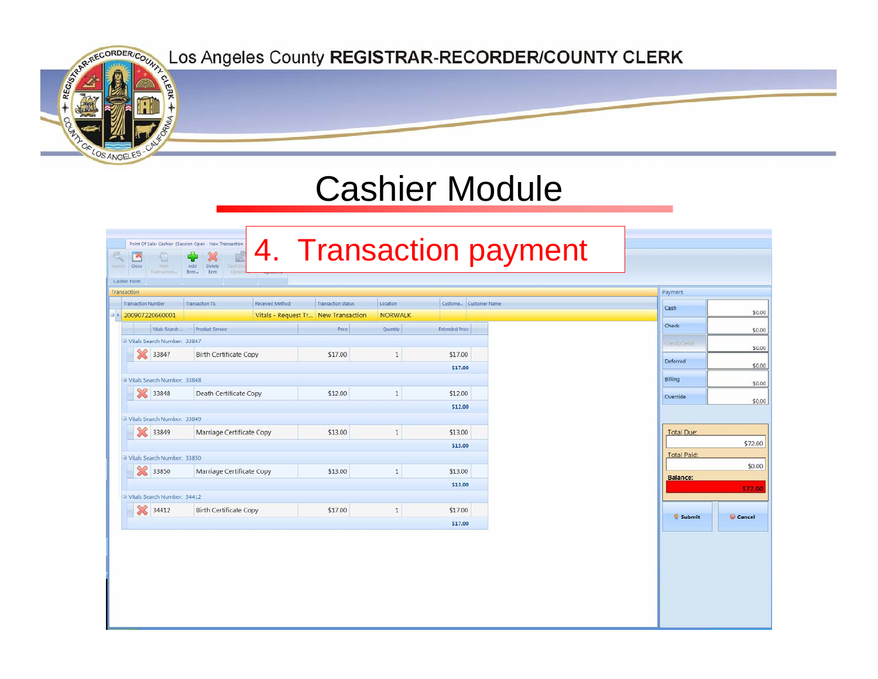Los Angeles County **REGISTRAR-RECORDER/COUNTY CLERK**

# Cashier Module

## 4. Transaction payment

Point Of Sale: Cashier [Session Open - New Transaction]

Search | Close | New Transaction | Add Item | Delete Item | Cash Drawer Options

Cashier Form

**Transaction**

| Transaction Number | Transaction TS | Received Method | Transaction Status | Location | Custome... | Customer Name |
|---|---|---|---|---|---|---|
| 200907220660001 | | Vitals - Request Tr... | New Transaction | NORWALK | | |

| Vitals Search ... | Product Service | Price | Quantity | Extended Price |
|---|---|---|---|---|
| **Vitals Search Number: 33847** | | | | |
| 33847 | Birth Certificate Copy | $17.00 | 1 | $17.00 |
| | | | | $17.00 |
| **Vitals Search Number: 33848** | | | | |
| 33848 | Death Certificate Copy | $12.00 | 1 | $12.00 |
| | | | | $12.00 |
| **Vitals Search Number: 33849** | | | | |
| 33849 | Marriage Certificate Copy | $13.00 | 1 | $13.00 |
| | | | | $13.00 |
| **Vitals Search Number: 33850** | | | | |
| 33850 | Marriage Certificate Copy | $13.00 | 1 | $13.00 |
| | | | | $13.00 |
| **Vitals Search Number: 34412** | | | | |
| 34412 | Birth Certificate Copy | $17.00 | 1 | $17.00 |
| | | | | $17.00 |

**Payment**

| Method | Amount |
|---|---|
| Cash | $0.00 |
| Check | $0.00 |
| Credit/Debit | $0.00 |
| Deferred | $0.00 |
| Billing | $0.00 |
| Override | $0.00 |

Total Due: $72.00

Total Paid: $0.00

**Balance:** $72.00

Submit | Cancel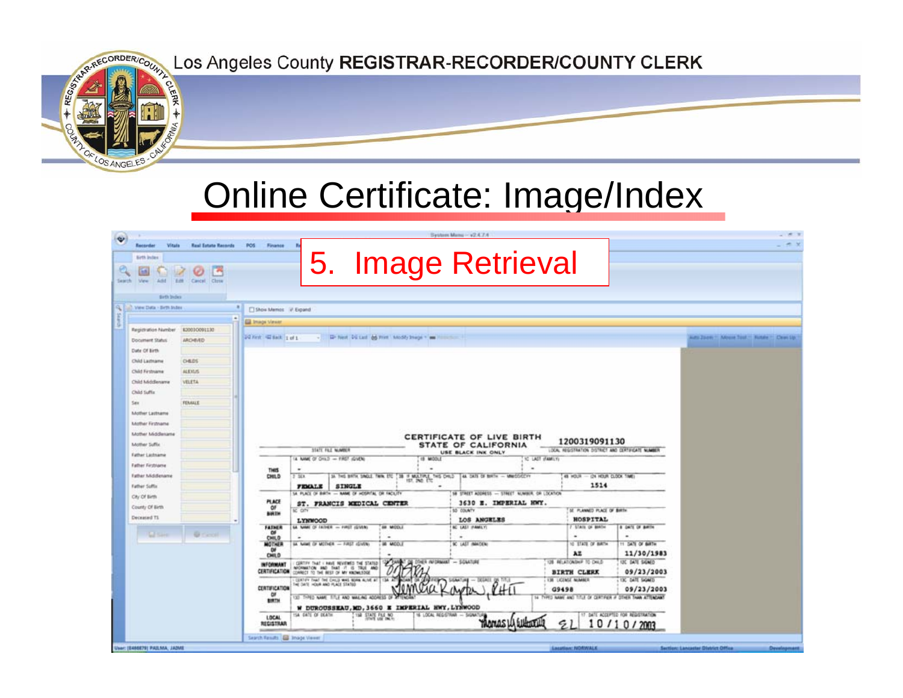Los Angeles County REGISTRAR-RECORDER/COUNTY CLERK

# Online Certificate: Image/Index

5. Image Retrieval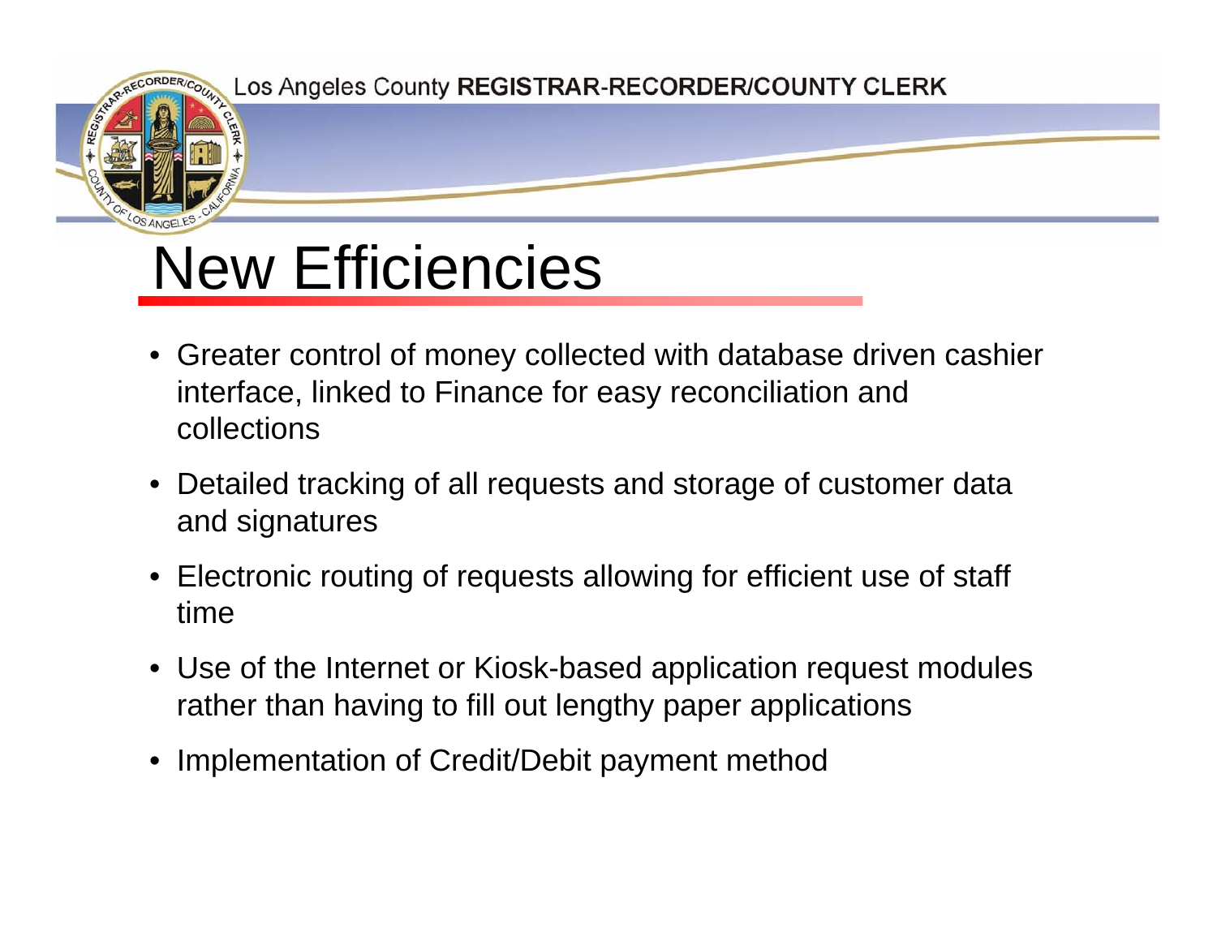# New Efficiencies

- Greater control of money collected with database driven cashier interface, linked to Finance for easy reconciliation and collections
- Detailed tracking of all requests and storage of customer data and signatures
- Electronic routing of requests allowing for efficient use of staff time
- Use of the Internet or Kiosk-based application request modules rather than having to fill out lengthy paper applications
- Implementation of Credit/Debit payment method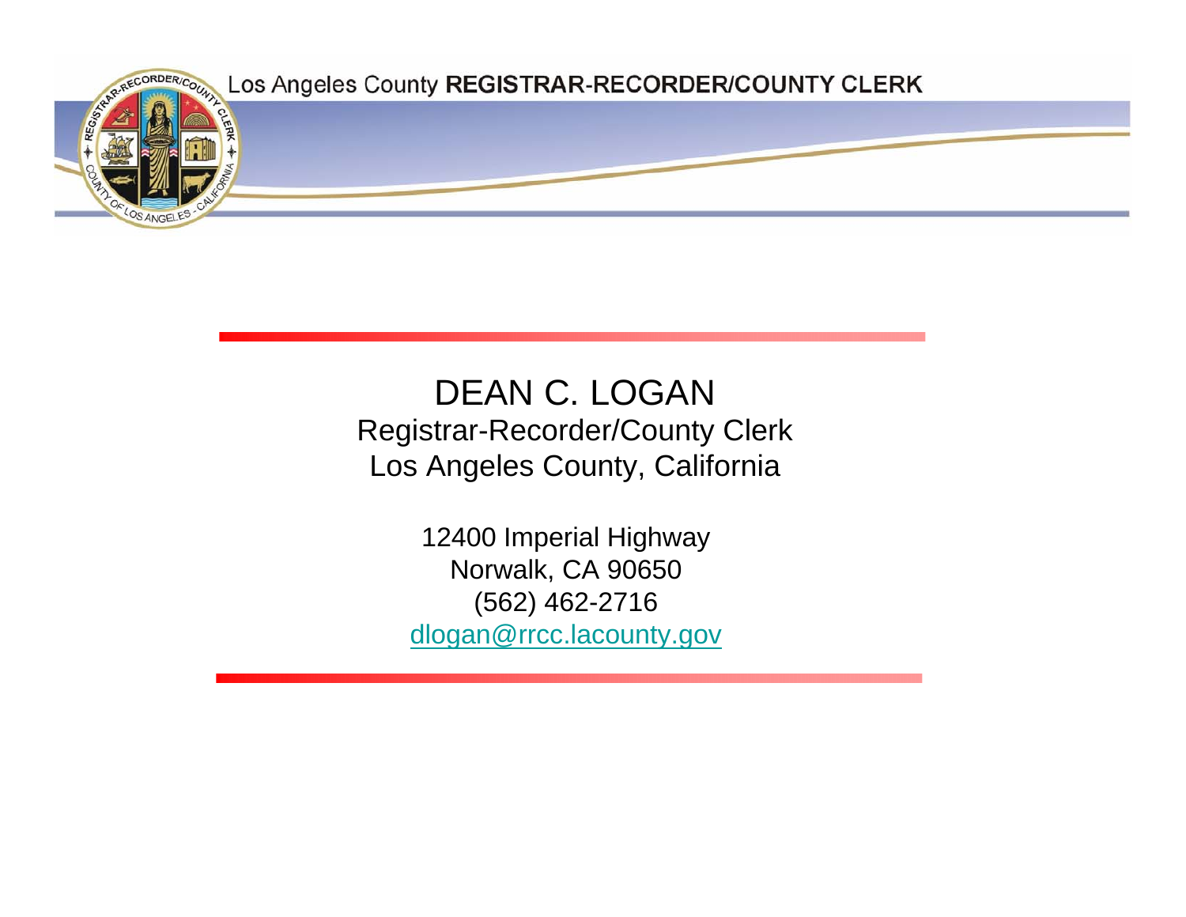Los Angeles County **REGISTRAR-RECORDER/COUNTY CLERK**

# DEAN C. LOGAN

Registrar-Recorder/County Clerk
Los Angeles County, California

12400 Imperial Highway
Norwalk, CA 90650
(562) 462-2716
dlogan@rrcc.lacounty.gov